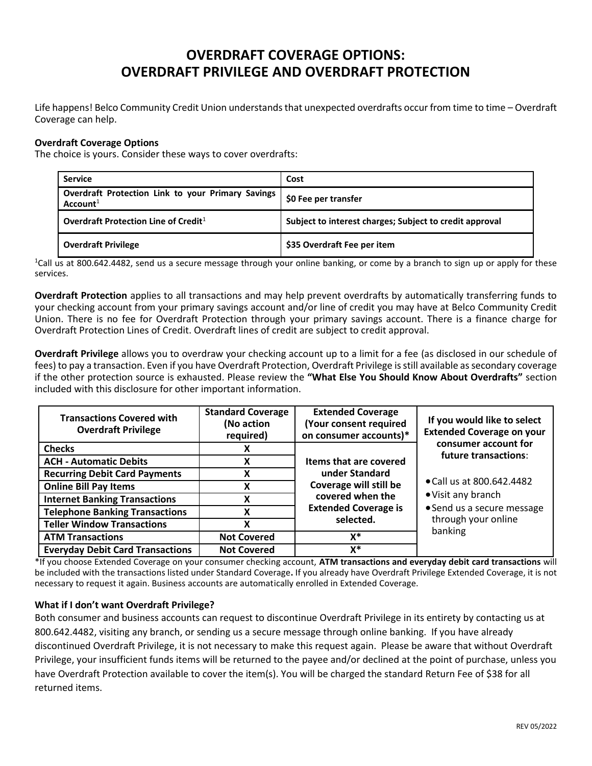# OVERDRAFT COVERAGE OPTIONS: OVERDRAFT PRIVILEGE AND OVERDRAFT PROTECTION

Life happens! Belco Community Credit Union understands that unexpected overdrafts occur from time to time – Overdraft Coverage can help.

**Overdraft Coverage Options**
The choice is yours. Consider these ways to cover overdrafts:

| Service | Cost |
|---|---|
| **Overdraft Protection Link to your Primary Savings Account**[1] | **$0 Fee per transfer** |
| **Overdraft Protection Line of Credit**[1] | **Subject to interest charges; Subject to credit approval** |
| **Overdraft Privilege** | **$35 Overdraft Fee per item** |

[1]Call us at 800.642.4482, send us a secure message through your online banking, or come by a branch to sign up or apply for these services.

**Overdraft Protection** applies to all transactions and may help prevent overdrafts by automatically transferring funds to your checking account from your primary savings account and/or line of credit you may have at Belco Community Credit Union. There is no fee for Overdraft Protection through your primary savings account. There is a finance charge for Overdraft Protection Lines of Credit. Overdraft lines of credit are subject to credit approval.

**Overdraft Privilege** allows you to overdraw your checking account up to a limit for a fee (as disclosed in our schedule of fees) to pay a transaction. Even if you have Overdraft Protection, Overdraft Privilege is still available as secondary coverage if the other protection source is exhausted. Please review the **"What Else You Should Know About Overdrafts"** section included with this disclosure for other important information.

| Transactions Covered with Overdraft Privilege | Standard Coverage (No action required) | Extended Coverage (Your consent required on consumer accounts)* | If you would like to select Extended Coverage on your consumer account for future transactions: |
|---|---|---|---|
| **Checks** | **X** | **Items that are covered under Standard Coverage will still be covered when the Extended Coverage is selected.** | • Call us at 800.642.4482<br>• Visit any branch<br>• Send us a secure message through your online banking |
| **ACH - Automatic Debits** | **X** | | |
| **Recurring Debit Card Payments** | **X** | | |
| **Online Bill Pay Items** | **X** | | |
| **Internet Banking Transactions** | **X** | | |
| **Telephone Banking Transactions** | **X** | | |
| **Teller Window Transactions** | **X** | | |
| **ATM Transactions** | **Not Covered** | **X*** | |
| **Everyday Debit Card Transactions** | **Not Covered** | **X*** | |

*If you choose Extended Coverage on your consumer checking account, **ATM transactions and everyday debit card transactions** will be included with the transactions listed under Standard Coverage**.** If you already have Overdraft Privilege Extended Coverage, it is not necessary to request it again. Business accounts are automatically enrolled in Extended Coverage.

**What if I don't want Overdraft Privilege?**
Both consumer and business accounts can request to discontinue Overdraft Privilege in its entirety by contacting us at 800.642.4482, visiting any branch, or sending us a secure message through online banking. If you have already discontinued Overdraft Privilege, it is not necessary to make this request again. Please be aware that without Overdraft Privilege, your insufficient funds items will be returned to the payee and/or declined at the point of purchase, unless you have Overdraft Protection available to cover the item(s). You will be charged the standard Return Fee of $38 for all returned items.

REV 05/2022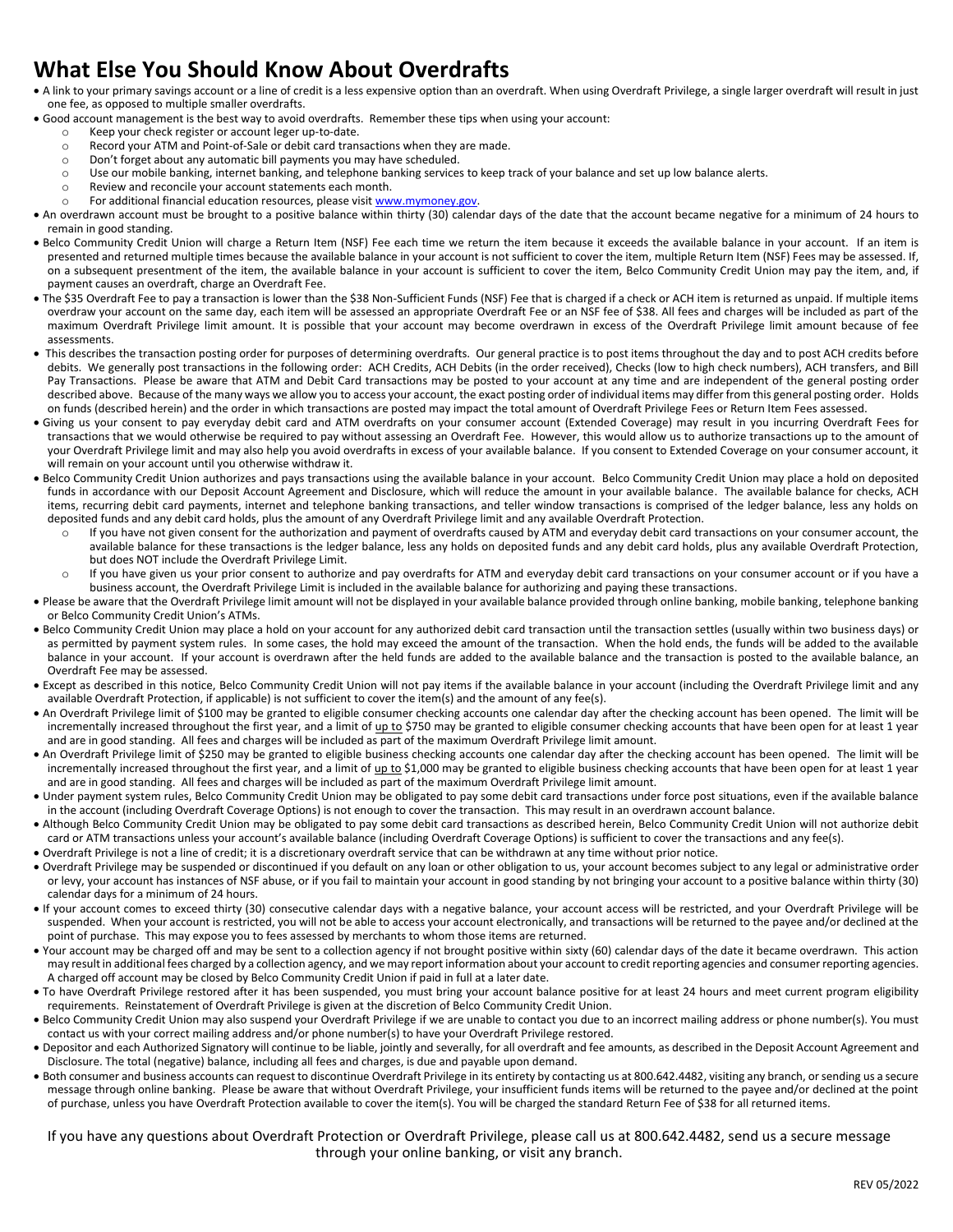# What Else You Should Know About Overdrafts

- A link to your primary savings account or a line of credit is a less expensive option than an overdraft. When using Overdraft Privilege, a single larger overdraft will result in just one fee, as opposed to multiple smaller overdrafts.
- Good account management is the best way to avoid overdrafts. Remember these tips when using your account:
    - Keep your check register or account leger up-to-date.
    - Record your ATM and Point-of-Sale or debit card transactions when they are made.
    - Don't forget about any automatic bill payments you may have scheduled.
    - Use our mobile banking, internet banking, and telephone banking services to keep track of your balance and set up low balance alerts.
    - Review and reconcile your account statements each month.
    - For additional financial education resources, please visit www.mymoney.gov.
- An overdrawn account must be brought to a positive balance within thirty (30) calendar days of the date that the account became negative for a minimum of 24 hours to remain in good standing.
- Belco Community Credit Union will charge a Return Item (NSF) Fee each time we return the item because it exceeds the available balance in your account. If an item is presented and returned multiple times because the available balance in your account is not sufficient to cover the item, multiple Return Item (NSF) Fees may be assessed. If, on a subsequent presentment of the item, the available balance in your account is sufficient to cover the item, Belco Community Credit Union may pay the item, and, if payment causes an overdraft, charge an Overdraft Fee.
- The $35 Overdraft Fee to pay a transaction is lower than the $38 Non-Sufficient Funds (NSF) Fee that is charged if a check or ACH item is returned as unpaid. If multiple items overdraw your account on the same day, each item will be assessed an appropriate Overdraft Fee or an NSF fee of $38. All fees and charges will be included as part of the maximum Overdraft Privilege limit amount. It is possible that your account may become overdrawn in excess of the Overdraft Privilege limit amount because of fee assessments.
- This describes the transaction posting order for purposes of determining overdrafts. Our general practice is to post items throughout the day and to post ACH credits before debits. We generally post transactions in the following order: ACH Credits, ACH Debits (in the order received), Checks (low to high check numbers), ACH transfers, and Bill Pay Transactions. Please be aware that ATM and Debit Card transactions may be posted to your account at any time and are independent of the general posting order described above. Because of the many ways we allow you to access your account, the exact posting order of individual items may differ from this general posting order. Holds on funds (described herein) and the order in which transactions are posted may impact the total amount of Overdraft Privilege Fees or Return Item Fees assessed.
- Giving us your consent to pay everyday debit card and ATM overdrafts on your consumer account (Extended Coverage) may result in you incurring Overdraft Fees for transactions that we would otherwise be required to pay without assessing an Overdraft Fee. However, this would allow us to authorize transactions up to the amount of your Overdraft Privilege limit and may also help you avoid overdrafts in excess of your available balance. If you consent to Extended Coverage on your consumer account, it will remain on your account until you otherwise withdraw it.
- Belco Community Credit Union authorizes and pays transactions using the available balance in your account. Belco Community Credit Union may place a hold on deposited funds in accordance with our Deposit Account Agreement and Disclosure, which will reduce the amount in your available balance. The available balance for checks, ACH items, recurring debit card payments, internet and telephone banking transactions, and teller window transactions is comprised of the ledger balance, less any holds on deposited funds and any debit card holds, plus the amount of any Overdraft Privilege limit and any available Overdraft Protection.
    - If you have not given consent for the authorization and payment of overdrafts caused by ATM and everyday debit card transactions on your consumer account, the available balance for these transactions is the ledger balance, less any holds on deposited funds and any debit card holds, plus any available Overdraft Protection, but does NOT include the Overdraft Privilege Limit.
    - If you have given us your prior consent to authorize and pay overdrafts for ATM and everyday debit card transactions on your consumer account or if you have a business account, the Overdraft Privilege Limit is included in the available balance for authorizing and paying these transactions.
- Please be aware that the Overdraft Privilege limit amount will not be displayed in your available balance provided through online banking, mobile banking, telephone banking or Belco Community Credit Union's ATMs.
- Belco Community Credit Union may place a hold on your account for any authorized debit card transaction until the transaction settles (usually within two business days) or as permitted by payment system rules. In some cases, the hold may exceed the amount of the transaction. When the hold ends, the funds will be added to the available balance in your account. If your account is overdrawn after the held funds are added to the available balance and the transaction is posted to the available balance, an Overdraft Fee may be assessed.
- Except as described in this notice, Belco Community Credit Union will not pay items if the available balance in your account (including the Overdraft Privilege limit and any available Overdraft Protection, if applicable) is not sufficient to cover the item(s) and the amount of any fee(s).
- An Overdraft Privilege limit of $100 may be granted to eligible consumer checking accounts one calendar day after the checking account has been opened. The limit will be incrementally increased throughout the first year, and a limit of up to $750 may be granted to eligible consumer checking accounts that have been open for at least 1 year and are in good standing. All fees and charges will be included as part of the maximum Overdraft Privilege limit amount.
- An Overdraft Privilege limit of $250 may be granted to eligible business checking accounts one calendar day after the checking account has been opened. The limit will be incrementally increased throughout the first year, and a limit of up to $1,000 may be granted to eligible business checking accounts that have been open for at least 1 year and are in good standing. All fees and charges will be included as part of the maximum Overdraft Privilege limit amount.
- Under payment system rules, Belco Community Credit Union may be obligated to pay some debit card transactions under force post situations, even if the available balance in the account (including Overdraft Coverage Options) is not enough to cover the transaction. This may result in an overdrawn account balance.
- Although Belco Community Credit Union may be obligated to pay some debit card transactions as described herein, Belco Community Credit Union will not authorize debit card or ATM transactions unless your account's available balance (including Overdraft Coverage Options) is sufficient to cover the transactions and any fee(s).
- Overdraft Privilege is not a line of credit; it is a discretionary overdraft service that can be withdrawn at any time without prior notice.
- Overdraft Privilege may be suspended or discontinued if you default on any loan or other obligation to us, your account becomes subject to any legal or administrative order or levy, your account has instances of NSF abuse, or if you fail to maintain your account in good standing by not bringing your account to a positive balance within thirty (30) calendar days for a minimum of 24 hours.
- If your account comes to exceed thirty (30) consecutive calendar days with a negative balance, your account access will be restricted, and your Overdraft Privilege will be suspended. When your account is restricted, you will not be able to access your account electronically, and transactions will be returned to the payee and/or declined at the point of purchase. This may expose you to fees assessed by merchants to whom those items are returned.
- Your account may be charged off and may be sent to a collection agency if not brought positive within sixty (60) calendar days of the date it became overdrawn. This action may result in additional fees charged by a collection agency, and we may report information about your account to credit reporting agencies and consumer reporting agencies. A charged off account may be closed by Belco Community Credit Union if paid in full at a later date.
- To have Overdraft Privilege restored after it has been suspended, you must bring your account balance positive for at least 24 hours and meet current program eligibility requirements. Reinstatement of Overdraft Privilege is given at the discretion of Belco Community Credit Union.
- Belco Community Credit Union may also suspend your Overdraft Privilege if we are unable to contact you due to an incorrect mailing address or phone number(s). You must contact us with your correct mailing address and/or phone number(s) to have your Overdraft Privilege restored.
- Depositor and each Authorized Signatory will continue to be liable, jointly and severally, for all overdraft and fee amounts, as described in the Deposit Account Agreement and Disclosure. The total (negative) balance, including all fees and charges, is due and payable upon demand.
- Both consumer and business accounts can request to discontinue Overdraft Privilege in its entirety by contacting us at 800.642.4482, visiting any branch, or sending us a secure message through online banking. Please be aware that without Overdraft Privilege, your insufficient funds items will be returned to the payee and/or declined at the point of purchase, unless you have Overdraft Protection available to cover the item(s). You will be charged the standard Return Fee of $38 for all returned items.

If you have any questions about Overdraft Protection or Overdraft Privilege, please call us at 800.642.4482, send us a secure message through your online banking, or visit any branch.

REV 05/2022